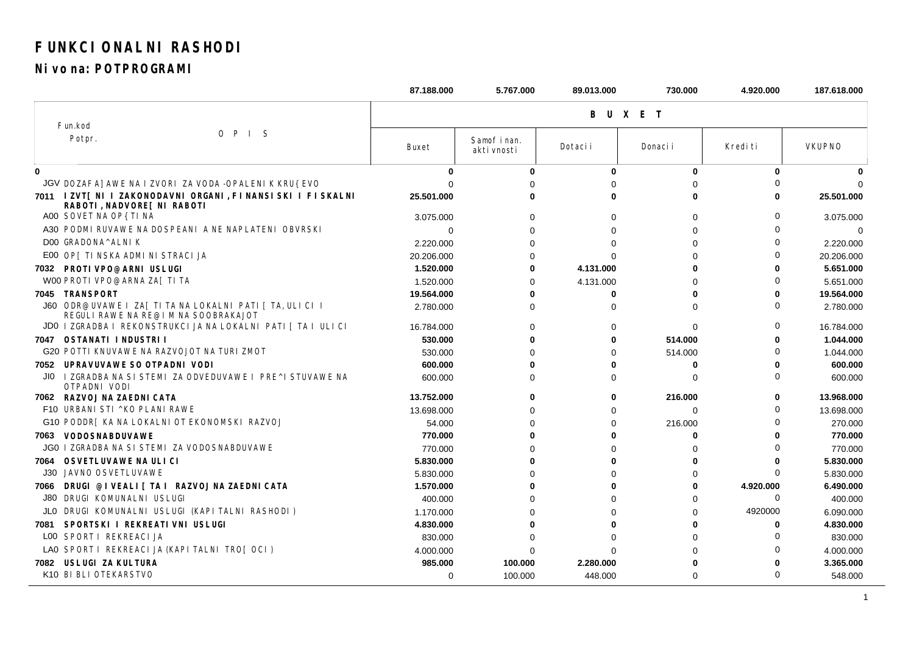# FUNKCIONALNI RASHODI

## Nivo na: POTPROGRAMI

| Fun.kod Potpr. | OPIS | Buxet | Samofinan. aktivnosti | Dotacii | Donacii | Krediti | VKUPNO |
|---|---|---|---|---|---|---|---|
| | | **87.188.000** | **5.767.000** | **89.013.000** | **730.000** | **4.920.000** | **187.618.000** |
| **0** | | **0** | **0** | **0** | **0** | **0** | **0** |
| JGV | DOZAFA]AWE NA IZVORI ZA VODA -OPALENIK KRU{EVO | 0 | 0 | 0 | 0 | 0 | 0 |
| **7011** | **IZVT[NI I ZAKONODAVNI ORGANI, FINANSISKI I FISKALNI RABOTI, NADVORE[NI RABOTI** | **25.501.000** | **0** | **0** | **0** | **0** | **25.501.000** |
| A00 | SOVET NA OP{TINA | 3.075.000 | 0 | 0 | 0 | 0 | 3.075.000 |
| A30 | PODMIRUVAWE NA DOSPEANI A NE NAPLATENI OBVRSKI | 0 | 0 | 0 | 0 | 0 | 0 |
| D00 | GRADONA^ALNIK | 2.220.000 | 0 | 0 | 0 | 0 | 2.220.000 |
| E00 | OP[TINSKA ADMINISTRACIJA | 20.206.000 | 0 | 0 | 0 | 0 | 20.206.000 |
| **7032** | **PROTIVPO@ARNI USLUGI** | **1.520.000** | **0** | **4.131.000** | **0** | **0** | **5.651.000** |
| W00 | PROTIVPO@ARNA ZA[TITA | 1.520.000 | 0 | 4.131.000 | 0 | 0 | 5.651.000 |
| **7045** | **TRANSPORT** | **19.564.000** | **0** | **0** | **0** | **0** | **19.564.000** |
| J60 | ODR@UVAWE I ZA[TITA NA LOKALNI PATI[TA, ULICI I REGULIRAWE NA RE@IM NA SOOBRAKAJOT | 2.780.000 | 0 | 0 | 0 | 0 | 2.780.000 |
| JD0 | IZGRADBA I REKONSTRUKCIJA NA LOKALNI PATI[TA I ULICI | 16.784.000 | 0 | 0 | 0 | 0 | 16.784.000 |
| **7047** | **OSTANATI INDUSTRII** | **530.000** | **0** | **0** | **514.000** | **0** | **1.044.000** |
| G20 | POTTIKNUVAWE NA RAZVOJOT NA TURIZMOT | 530.000 | 0 | 0 | 514.000 | 0 | 1.044.000 |
| **7052** | **UPRAVUVAWE SO OTPADNI VODI** | **600.000** | **0** | **0** | **0** | **0** | **600.000** |
| JI0 | IZGRADBA NA SISTEMI ZA ODVEDUVAWE I PRE^ISTUVAWE NA OTPADNI VODI | 600.000 | 0 | 0 | 0 | 0 | 600.000 |
| **7062** | **RAZVOJ NA ZAEDNICATA** | **13.752.000** | **0** | **0** | **216.000** | **0** | **13.968.000** |
| F10 | URBANISTI^KO PLANIRAWE | 13.698.000 | 0 | 0 | 0 | 0 | 13.698.000 |
| G10 | PODDR[KA NA LOKALNIOT EKONOMSKI RAZVOJ | 54.000 | 0 | 0 | 216.000 | 0 | 270.000 |
| **7063** | **VODOSNABDUVAWE** | **770.000** | **0** | **0** | **0** | **0** | **770.000** |
| JG0 | IZGRADBA NA SISTEMI ZA VODOSNABDUVAWE | 770.000 | 0 | 0 | 0 | 0 | 770.000 |
| **7064** | **OSVETLUVAWE NA ULICI** | **5.830.000** | **0** | **0** | **0** | **0** | **5.830.000** |
| J30 | JAVNO OSVETLUVAWE | 5.830.000 | 0 | 0 | 0 | 0 | 5.830.000 |
| **7066** | **DRUGI @IVEALI[TA I RAZVOJ NA ZAEDNICATA** | **1.570.000** | **0** | **0** | **0** | **4.920.000** | **6.490.000** |
| J80 | DRUGI KOMUNALNI USLUGI | 400.000 | 0 | 0 | 0 | 0 | 400.000 |
| JL0 | DRUGI KOMUNALNI USLUGI (KAPITALNI RASHODI) | 1.170.000 | 0 | 0 | 0 | 4920000 | 6.090.000 |
| **7081** | **SPORTSKI I REKREATIVNI USLUGI** | **4.830.000** | **0** | **0** | **0** | **0** | **4.830.000** |
| L00 | SPORT I REKREACIJA | 830.000 | 0 | 0 | 0 | 0 | 830.000 |
| LA0 | SPORT I REKREACIJA (KAPITALNI TRO[OCI) | 4.000.000 | 0 | 0 | 0 | 0 | 4.000.000 |
| **7082** | **USLUGI ZA KULTURA** | **985.000** | **100.000** | **2.280.000** | **0** | **0** | **3.365.000** |
| K10 | BIBLIOTEKARSTVO | 0 | 100.000 | 448.000 | 0 | 0 | 548.000 |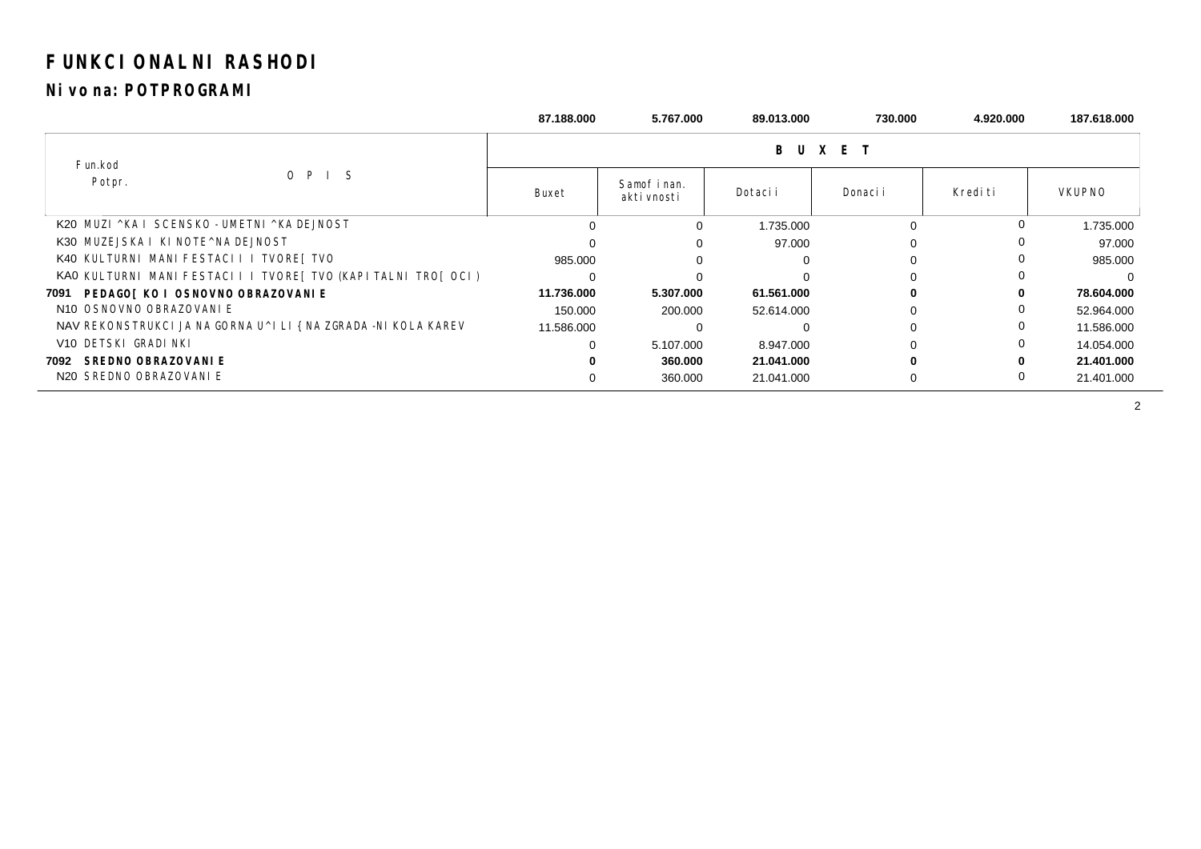# FUNKCIONALNI RASHODI

## Nivo na: POTPROGRAMI

| Fun.kod Potpr. | O P I S | Buxet | Samof inan. aktivnosti | Dotacii | Donacii | Krediti | VKUPNO |
|---|---|---|---|---|---|---|---|
| | | **87.188.000** | **5.767.000** | **89.013.000** | **730.000** | **4.920.000** | **187.618.000** |
| | | B U X E T | | | | | |
| K20 | MUZI^KA I SCENSKO - UMETNI^KA DEJNOST | 0 | 0 | 1.735.000 | 0 | 0 | 1.735.000 |
| K30 | MUZEJSKA I KINOTE^NA DEJNOST | 0 | 0 | 97.000 | 0 | 0 | 97.000 |
| K40 | KULTURNI MANIFESTACII I TVORE[TVO | 985.000 | 0 | 0 | 0 | 0 | 985.000 |
| KA0 | KULTURNI MANIFESTACII I TVORE[TVO (KAPITALNI TRO[OCI) | 0 | 0 | 0 | 0 | 0 | 0 |
| **7091** | **PEDAGO[KO I OSNOVNO OBRAZOVANIE** | **11.736.000** | **5.307.000** | **61.561.000** | **0** | **0** | **78.604.000** |
| N10 | OSNOVNO OBRAZOVANIE | 150.000 | 200.000 | 52.614.000 | 0 | 0 | 52.964.000 |
| NAV | REKONSTRUKCIJA NA GORNA U^ILI{NA ZGRADA -NIKOLA KAREV | 11.586.000 | 0 | 0 | 0 | 0 | 11.586.000 |
| V10 | DETSKI GRADINKI | 0 | 5.107.000 | 8.947.000 | 0 | 0 | 14.054.000 |
| **7092** | **SREDNO OBRAZOVANIE** | **0** | **360.000** | **21.041.000** | **0** | **0** | **21.401.000** |
| N20 | SREDNO OBRAZOVANIE | 0 | 360.000 | 21.041.000 | 0 | 0 | 21.401.000 |